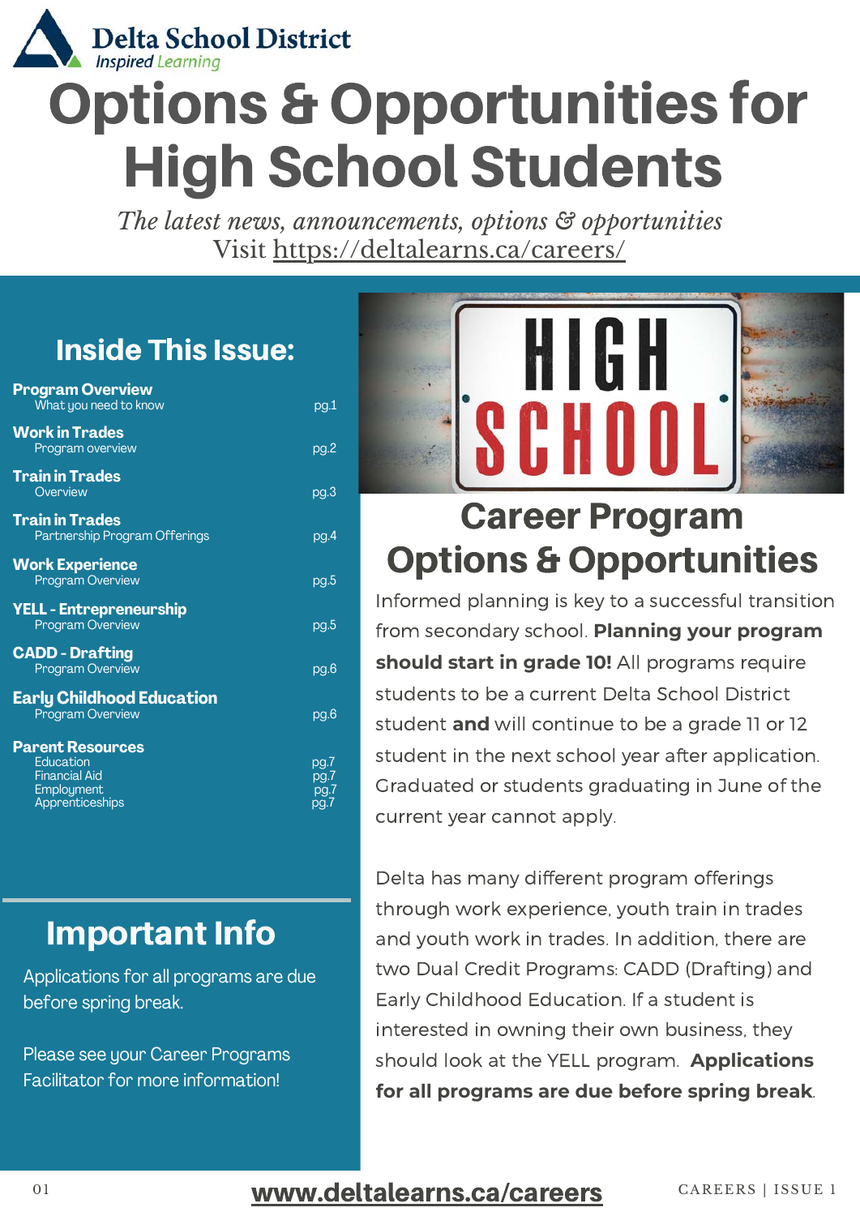Delta School District
*Inspired Learning*

# Options & Opportunities for High School Students

*The latest news, announcements, options & opportunities*
Visit https://deltalearns.ca/careers/

## Inside This Issue:

| Section | Page |
|---|---|
| **Program Overview** – What you need to know | pg.1 |
| **Work in Trades** – Program overview | pg.2 |
| **Train in Trades** – Overview | pg.3 |
| **Train in Trades** – Partnership Program Offerings | pg.4 |
| **Work Experience** – Program Overview | pg.5 |
| **YELL - Entrepreneurship** – Program Overview | pg.5 |
| **CADD - Drafting** – Program Overview | pg.6 |
| **Early Childhood Education** – Program Overview | pg.6 |
| **Parent Resources** – Education | pg.7 |
| Financial Aid | pg.7 |
| Employment | pg.7 |
| Apprenticeships | pg.7 |

## Important Info

Applications for all programs are due before spring break.

Please see your Career Programs Facilitator for more information!

## Career Program Options & Opportunities

Informed planning is key to a successful transition from secondary school. **Planning your program should start in grade 10!** All programs require students to be a current Delta School District student **and** will continue to be a grade 11 or 12 student in the next school year after application. Graduated or students graduating in June of the current year cannot apply.

Delta has many different program offerings through work experience, youth train in trades and youth work in trades. In addition, there are two Dual Credit Programs: CADD (Drafting) and Early Childhood Education. If a student is interested in owning their own business, they should look at the YELL program. **Applications for all programs are due before spring break**.

**www.deltalearns.ca/careers**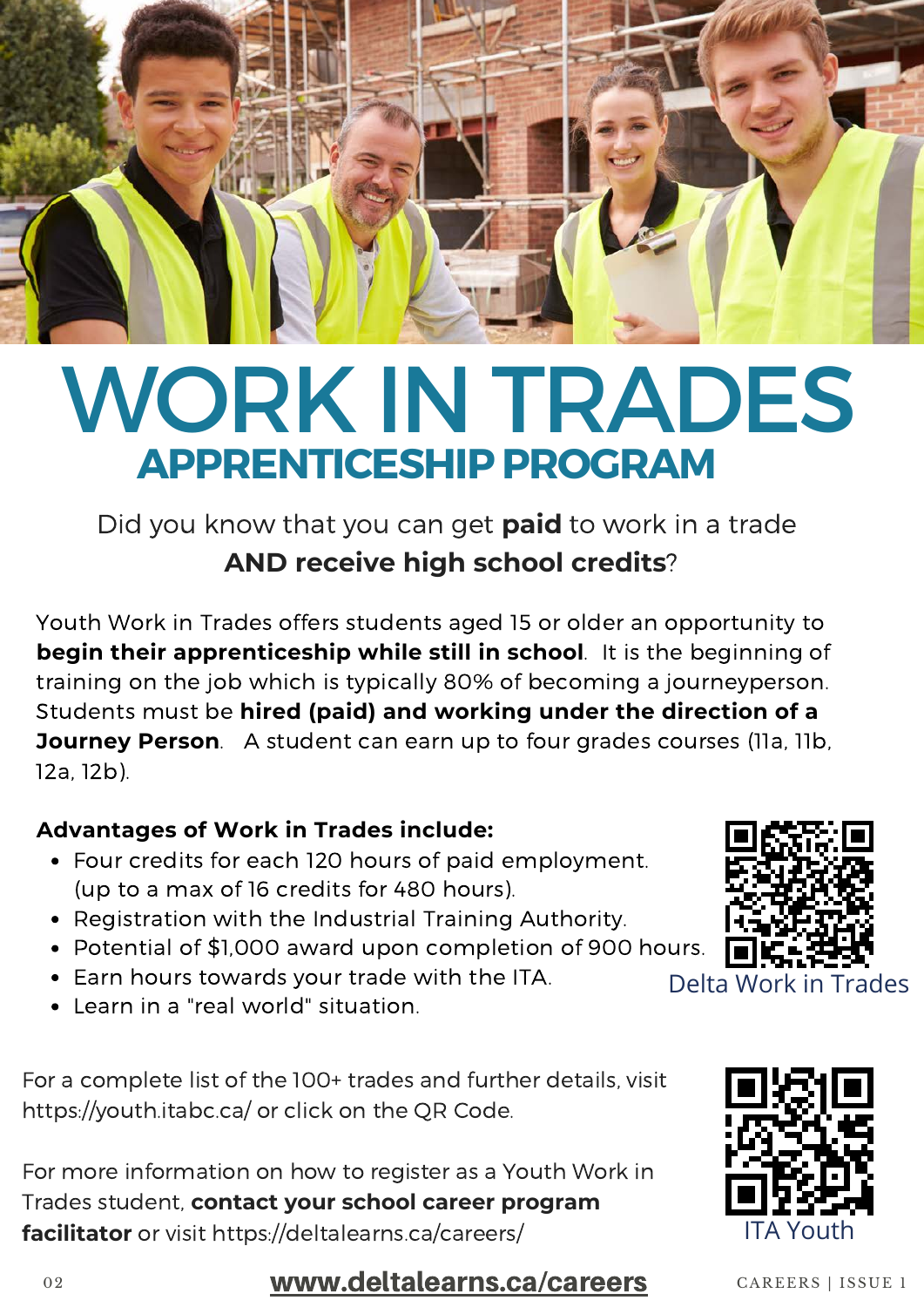# WORK IN TRADES

## APPRENTICESHIP PROGRAM

Did you know that you can get **paid** to work in a trade **AND receive high school credits**?

Youth Work in Trades offers students aged 15 or older an opportunity to **begin their apprenticeship while still in school**. It is the beginning of training on the job which is typically 80% of becoming a journeyperson. Students must be **hired (paid) and working under the direction of a Journey Person**. A student can earn up to four grades courses (11a, 11b, 12a, 12b).

**Advantages of Work in Trades include:**

- Four credits for each 120 hours of paid employment. (up to a max of 16 credits for 480 hours).
- Registration with the Industrial Training Authority.
- Potential of $1,000 award upon completion of 900 hours.
- Earn hours towards your trade with the ITA.
- Learn in a "real world" situation.

Delta Work in Trades

For a complete list of the 100+ trades and further details, visit https://youth.itabc.ca/ or click on the QR Code.

For more information on how to register as a Youth Work in Trades student, **contact your school career program facilitator** or visit https://deltalearns.ca/careers/

ITA Youth

**www.deltalearns.ca/careers**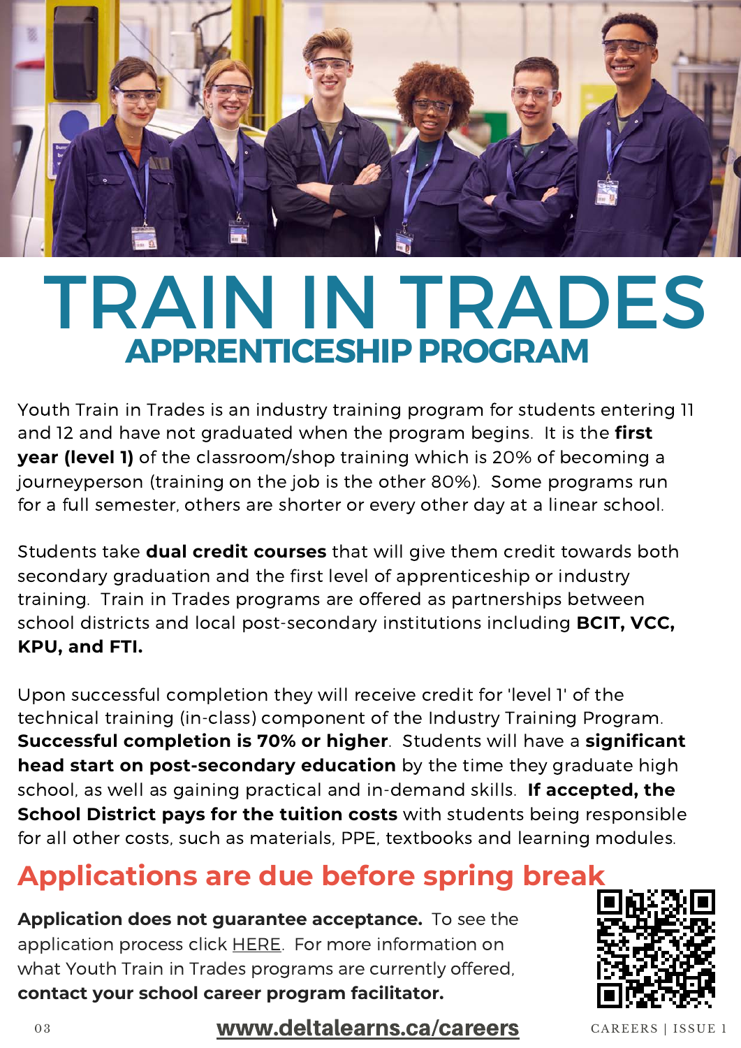# TRAIN IN TRADES

## APPRENTICESHIP PROGRAM

Youth Train in Trades is an industry training program for students entering 11 and 12 and have not graduated when the program begins. It is the **first year (level 1)** of the classroom/shop training which is 20% of becoming a journeyperson (training on the job is the other 80%). Some programs run for a full semester, others are shorter or every other day at a linear school.

Students take **dual credit courses** that will give them credit towards both secondary graduation and the first level of apprenticeship or industry training. Train in Trades programs are offered as partnerships between school districts and local post-secondary institutions including **BCIT, VCC, KPU, and FTI.**

Upon successful completion they will receive credit for 'level 1' of the technical training (in-class) component of the Industry Training Program. **Successful completion is 70% or higher**. Students will have a **significant head start on post-secondary education** by the time they graduate high school, as well as gaining practical and in-demand skills. **If accepted, the School District pays for the tuition costs** with students being responsible for all other costs, such as materials, PPE, textbooks and learning modules.

## Applications are due before spring break

**Application does not guarantee acceptance.** To see the application process click HERE. For more information on what Youth Train in Trades programs are currently offered, **contact your school career program facilitator.**

www.deltalearns.ca/careers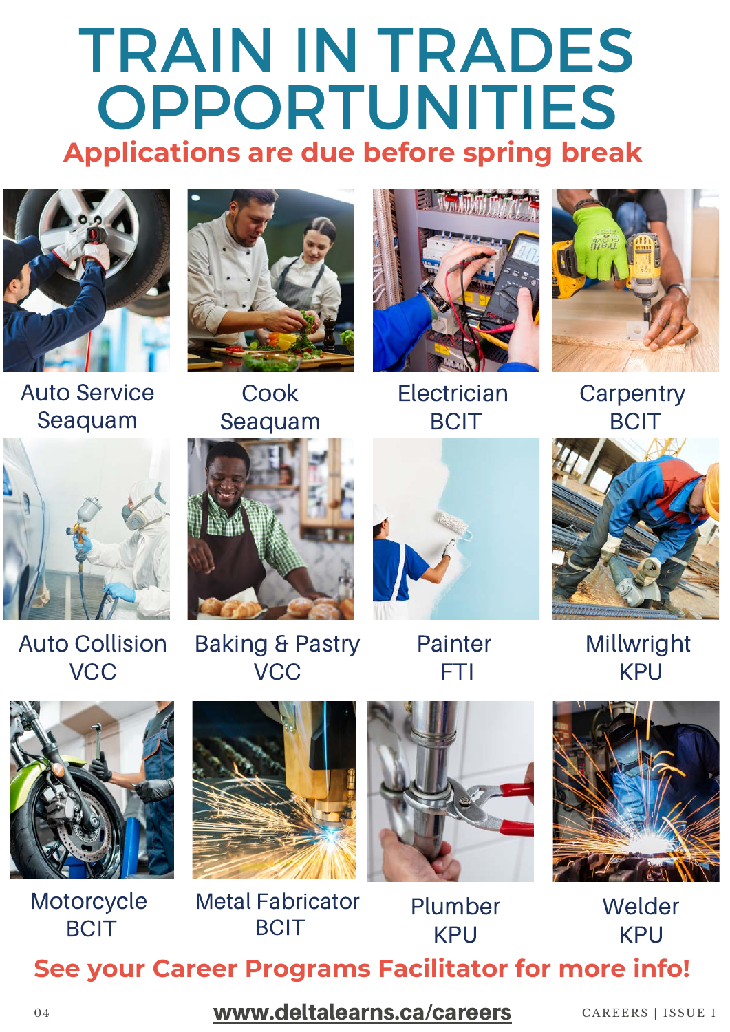# TRAIN IN TRADES OPPORTUNITIES

## Applications are due before spring break

Auto Service
Seaquam

Cook
Seaquam

Electrician
BCIT

Carpentry
BCIT

Auto Collision
VCC

Baking & Pastry
VCC

Painter
FTI

Millwright
KPU

Motorcycle
BCIT

Metal Fabricator
BCIT

Plumber
KPU

Welder
KPU

**See your Career Programs Facilitator for more info!**

www.deltalearns.ca/careers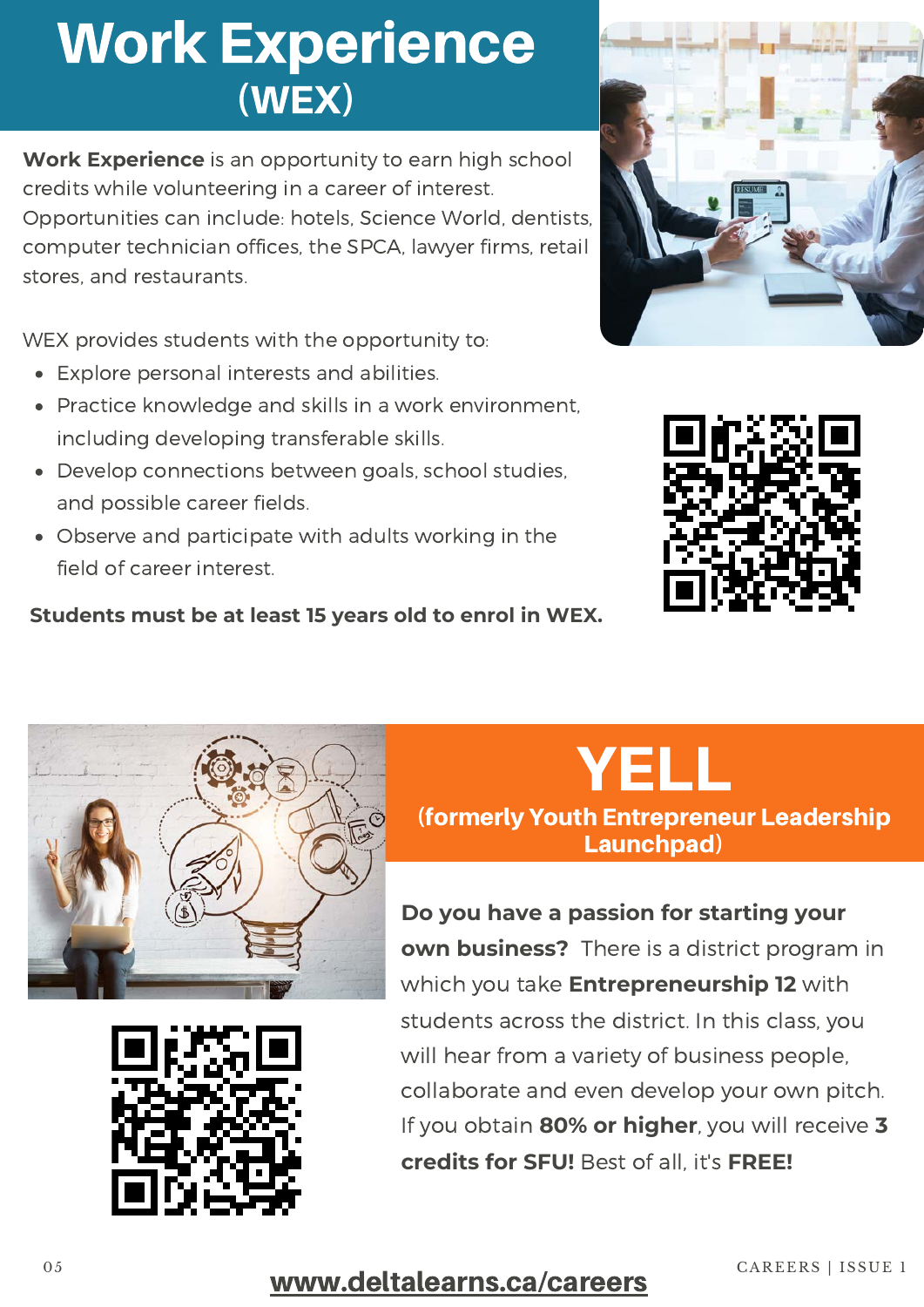# Work Experience (WEX)

**Work Experience** is an opportunity to earn high school credits while volunteering in a career of interest. Opportunities can include: hotels, Science World, dentists, computer technician offices, the SPCA, lawyer firms, retail stores, and restaurants.

WEX provides students with the opportunity to:

- Explore personal interests and abilities.
- Practice knowledge and skills in a work environment, including developing transferable skills.
- Develop connections between goals, school studies, and possible career fields.
- Observe and participate with adults working in the field of career interest.

**Students must be at least 15 years old to enrol in WEX.**

# YELL

## (formerly Youth Entrepreneur Leadership Launchpad)

**Do you have a passion for starting your own business?** There is a district program in which you take **Entrepreneurship 12** with students across the district. In this class, you will hear from a variety of business people, collaborate and even develop your own pitch. If you obtain **80% or higher**, you will receive **3 credits for SFU!** Best of all, it's **FREE!**

www.deltalearns.ca/careers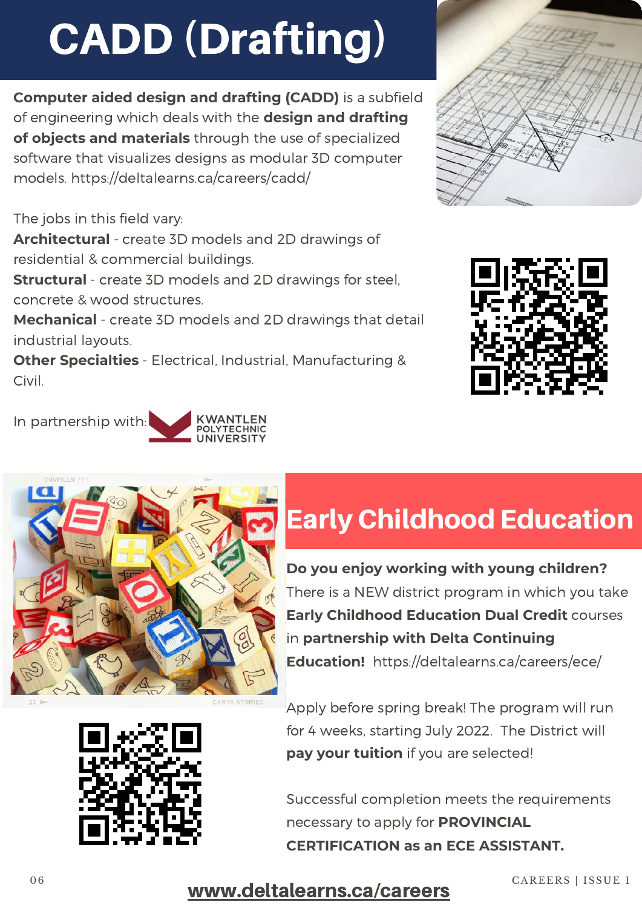# CADD (Drafting)

**Computer aided design and drafting (CADD)** is a subfield of engineering which deals with the **design and drafting of objects and materials** through the use of specialized software that visualizes designs as modular 3D computer models. https://deltalearns.ca/careers/cadd/

The jobs in this field vary:

**Architectural** - create 3D models and 2D drawings of residential & commercial buildings.

**Structural** - create 3D models and 2D drawings for steel, concrete & wood structures.

**Mechanical** - create 3D models and 2D drawings that detail industrial layouts.

**Other Specialties** - Electrical, Industrial, Manufacturing & Civil.

In partnership with: KWANTLEN POLYTECHNIC UNIVERSITY

# Early Childhood Education

**Do you enjoy working with young children?** There is a NEW district program in which you take **Early Childhood Education Dual Credit** courses in **partnership with Delta Continuing Education!** https://deltalearns.ca/careers/ece/

Apply before spring break! The program will run for 4 weeks, starting July 2022. The District will **pay your tuition** if you are selected!

Successful completion meets the requirements necessary to apply for **PROVINCIAL CERTIFICATION as an ECE ASSISTANT.**

**www.deltalearns.ca/careers**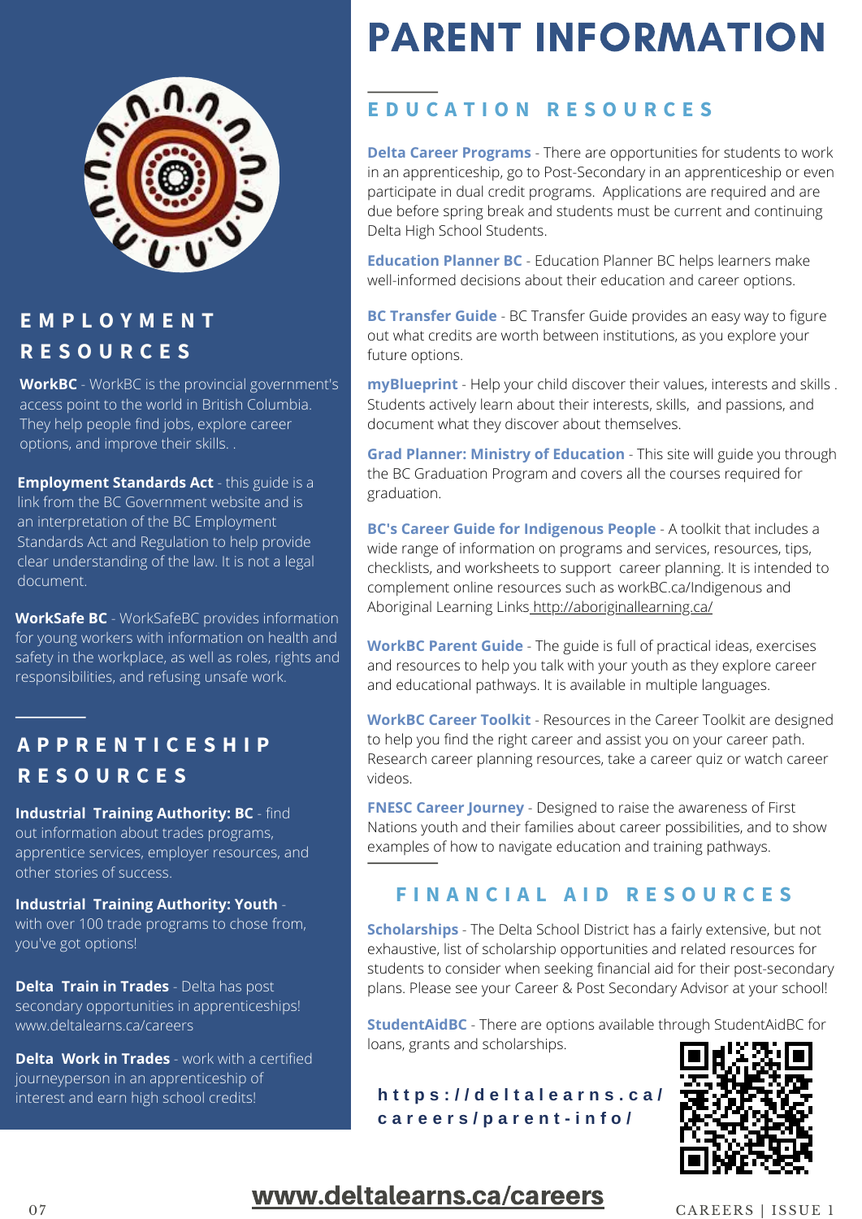# PARENT INFORMATION

## EMPLOYMENT RESOURCES

**WorkBC** - WorkBC is the provincial government's access point to the world in British Columbia. They help people find jobs, explore career options, and improve their skills. .

**Employment Standards Act** - this guide is a link from the BC Government website and is an interpretation of the BC Employment Standards Act and Regulation to help provide clear understanding of the law. It is not a legal document.

**WorkSafe BC** - WorkSafeBC provides information for young workers with information on health and safety in the workplace, as well as roles, rights and responsibilities, and refusing unsafe work.

## APPRENTICESHIP RESOURCES

**Industrial Training Authority: BC** - find out information about trades programs, apprentice services, employer resources, and other stories of success.

**Industrial Training Authority: Youth** - with over 100 trade programs to chose from, you've got options!

**Delta Train in Trades** - Delta has post secondary opportunities in apprenticeships! www.deltalearns.ca/careers

**Delta Work in Trades** - work with a certified journeyperson in an apprenticeship of interest and earn high school credits!

## EDUCATION RESOURCES

**Delta Career Programs** - There are opportunities for students to work in an apprenticeship, go to Post-Secondary in an apprenticeship or even participate in dual credit programs. Applications are required and are due before spring break and students must be current and continuing Delta High School Students.

**Education Planner BC** - Education Planner BC helps learners make well-informed decisions about their education and career options.

**BC Transfer Guide** - BC Transfer Guide provides an easy way to figure out what credits are worth between institutions, as you explore your future options.

**myBlueprint** - Help your child discover their values, interests and skills . Students actively learn about their interests, skills, and passions, and document what they discover about themselves.

**Grad Planner: Ministry of Education** - This site will guide you through the BC Graduation Program and covers all the courses required for graduation.

**BC's Career Guide for Indigenous People** - A toolkit that includes a wide range of information on programs and services, resources, tips, checklists, and worksheets to support career planning. It is intended to complement online resources such as workBC.ca/Indigenous and Aboriginal Learning Links http://aboriginallearning.ca/

**WorkBC Parent Guide** - The guide is full of practical ideas, exercises and resources to help you talk with your youth as they explore career and educational pathways. It is available in multiple languages.

**WorkBC Career Toolkit** - Resources in the Career Toolkit are designed to help you find the right career and assist you on your career path. Research career planning resources, take a career quiz or watch career videos.

**FNESC Career Journey** - Designed to raise the awareness of First Nations youth and their families about career possibilities, and to show examples of how to navigate education and training pathways.

## FINANCIAL AID RESOURCES

**Scholarships** - The Delta School District has a fairly extensive, but not exhaustive, list of scholarship opportunities and related resources for students to consider when seeking financial aid for their post-secondary plans. Please see your Career & Post Secondary Advisor at your school!

**StudentAidBC** - There are options available through StudentAidBC for loans, grants and scholarships.

**https://deltalearns.ca/careers/parent-info/**

**www.deltalearns.ca/careers**